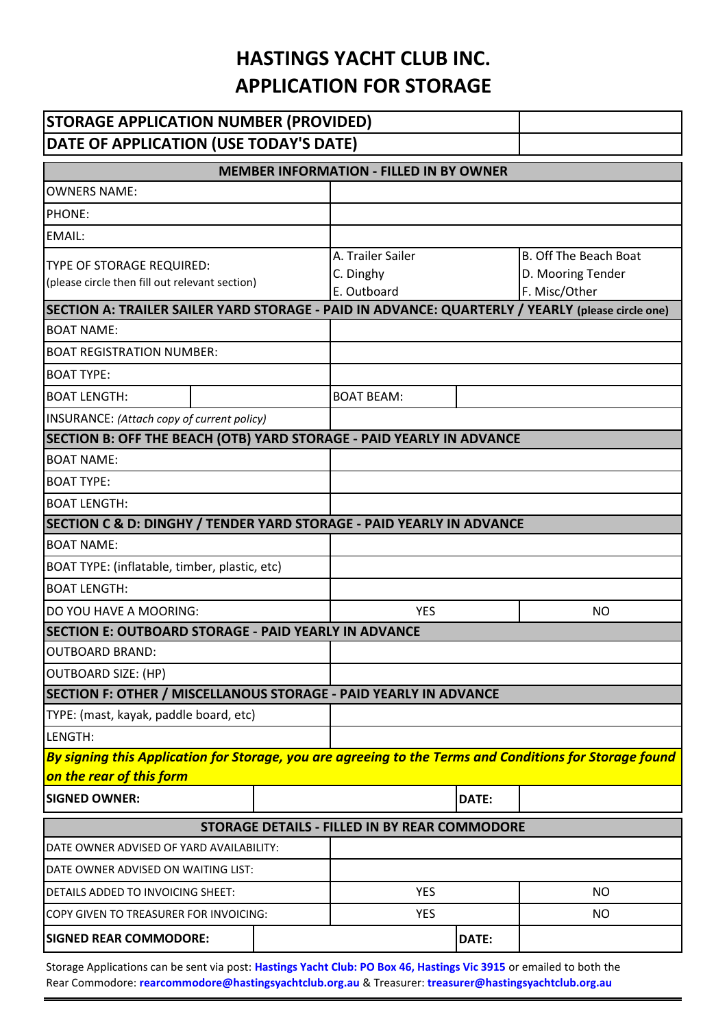# HASTINGS YACHT CLUB INC.
# APPLICATION FOR STORAGE

| | |
|---|---|
| **STORAGE APPLICATION NUMBER (PROVIDED)** | |
| **DATE OF APPLICATION (USE TODAY'S DATE)** | |

| **MEMBER INFORMATION - FILLED IN BY OWNER** | | | |
|---|---|---|---|
| OWNERS NAME: | | | |
| PHONE: | | | |
| EMAIL: | | | |
| TYPE OF STORAGE REQUIRED: (please circle then fill out relevant section) | A. Trailer Sailer<br>C. Dinghy<br>E. Outboard | | B. Off The Beach Boat<br>D. Mooring Tender<br>F. Misc/Other |
| **SECTION A: TRAILER SAILER YARD STORAGE - PAID IN ADVANCE: QUARTERLY / YEARLY** (please circle one) | | | |
| BOAT NAME: | | | |
| BOAT REGISTRATION NUMBER: | | | |
| BOAT TYPE: | | | |
| BOAT LENGTH: | | BOAT BEAM: | |
| INSURANCE: *(Attach copy of current policy)* | | | |
| **SECTION B: OFF THE BEACH (OTB) YARD STORAGE - PAID YEARLY IN ADVANCE** | | | |
| BOAT NAME: | | | |
| BOAT TYPE: | | | |
| BOAT LENGTH: | | | |
| **SECTION C & D: DINGHY / TENDER YARD STORAGE - PAID YEARLY IN ADVANCE** | | | |
| BOAT NAME: | | | |
| BOAT TYPE: (inflatable, timber, plastic, etc) | | | |
| BOAT LENGTH: | | | |
| DO YOU HAVE A MOORING: | YES | | NO |
| **SECTION E: OUTBOARD STORAGE - PAID YEARLY IN ADVANCE** | | | |
| OUTBOARD BRAND: | | | |
| OUTBOARD SIZE: (HP) | | | |
| **SECTION F: OTHER / MISCELLANOUS STORAGE - PAID YEARLY IN ADVANCE** | | | |
| TYPE: (mast, kayak, paddle board, etc) | | | |
| LENGTH: | | | |

***By signing this Application for Storage, you are agreeing to the Terms and Conditions for Storage found on the rear of this form***

| | | | |
|---|---|---|---|
| **SIGNED OWNER:** | | **DATE:** | |

| **STORAGE DETAILS - FILLED IN BY REAR COMMODORE** | | | |
|---|---|---|---|
| DATE OWNER ADVISED OF YARD AVAILABILITY: | | | |
| DATE OWNER ADVISED ON WAITING LIST: | | | |
| DETAILS ADDED TO INVOICING SHEET: | YES | | NO |
| COPY GIVEN TO TREASURER FOR INVOICING: | YES | | NO |
| **SIGNED REAR COMMODORE:** | | **DATE:** | |

Storage Applications can be sent via post: **Hastings Yacht Club: PO Box 46, Hastings Vic 3915** or emailed to both the Rear Commodore: **rearcommodore@hastingsyachtclub.org.au** & Treasurer: **treasurer@hastingsyachtclub.org.au**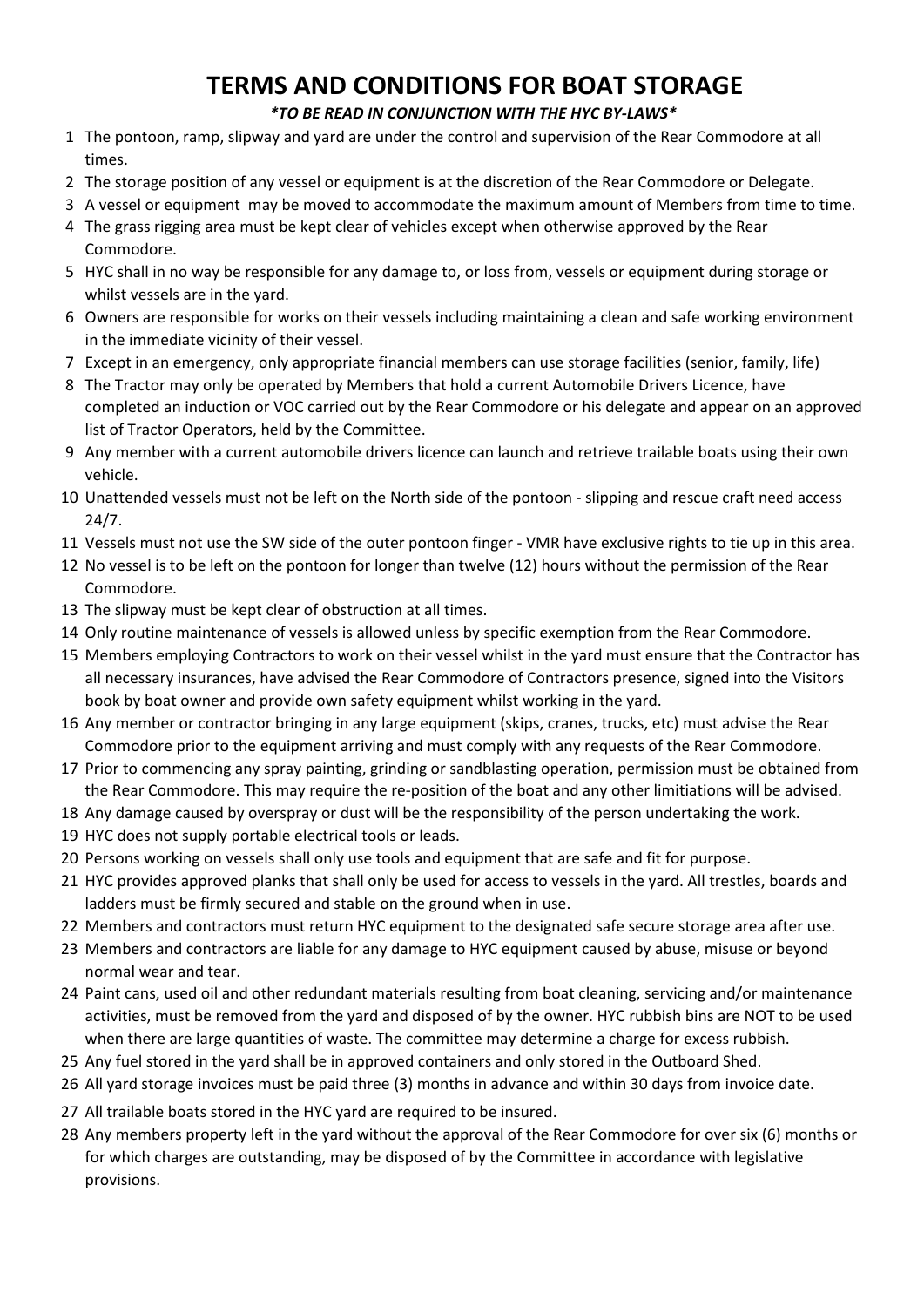# TERMS AND CONDITIONS FOR BOAT STORAGE

***TO BE READ IN CONJUNCTION WITH THE HYC BY-LAWS***

1. The pontoon, ramp, slipway and yard are under the control and supervision of the Rear Commodore at all times.
2. The storage position of any vessel or equipment is at the discretion of the Rear Commodore or Delegate.
3. A vessel or equipment may be moved to accommodate the maximum amount of Members from time to time.
4. The grass rigging area must be kept clear of vehicles except when otherwise approved by the Rear Commodore.
5. HYC shall in no way be responsible for any damage to, or loss from, vessels or equipment during storage or whilst vessels are in the yard.
6. Owners are responsible for works on their vessels including maintaining a clean and safe working environment in the immediate vicinity of their vessel.
7. Except in an emergency, only appropriate financial members can use storage facilities (senior, family, life)
8. The Tractor may only be operated by Members that hold a current Automobile Drivers Licence, have completed an induction or VOC carried out by the Rear Commodore or his delegate and appear on an approved list of Tractor Operators, held by the Committee.
9. Any member with a current automobile drivers licence can launch and retrieve trailable boats using their own vehicle.
10. Unattended vessels must not be left on the North side of the pontoon - slipping and rescue craft need access 24/7.
11. Vessels must not use the SW side of the outer pontoon finger - VMR have exclusive rights to tie up in this area.
12. No vessel is to be left on the pontoon for longer than twelve (12) hours without the permission of the Rear Commodore.
13. The slipway must be kept clear of obstruction at all times.
14. Only routine maintenance of vessels is allowed unless by specific exemption from the Rear Commodore.
15. Members employing Contractors to work on their vessel whilst in the yard must ensure that the Contractor has all necessary insurances, have advised the Rear Commodore of Contractors presence, signed into the Visitors book by boat owner and provide own safety equipment whilst working in the yard.
16. Any member or contractor bringing in any large equipment (skips, cranes, trucks, etc) must advise the Rear Commodore prior to the equipment arriving and must comply with any requests of the Rear Commodore.
17. Prior to commencing any spray painting, grinding or sandblasting operation, permission must be obtained from the Rear Commodore. This may require the re-position of the boat and any other limitiations will be advised.
18. Any damage caused by overspray or dust will be the responsibility of the person undertaking the work.
19. HYC does not supply portable electrical tools or leads.
20. Persons working on vessels shall only use tools and equipment that are safe and fit for purpose.
21. HYC provides approved planks that shall only be used for access to vessels in the yard. All trestles, boards and ladders must be firmly secured and stable on the ground when in use.
22. Members and contractors must return HYC equipment to the designated safe secure storage area after use.
23. Members and contractors are liable for any damage to HYC equipment caused by abuse, misuse or beyond normal wear and tear.
24. Paint cans, used oil and other redundant materials resulting from boat cleaning, servicing and/or maintenance activities, must be removed from the yard and disposed of by the owner. HYC rubbish bins are NOT to be used when there are large quantities of waste. The committee may determine a charge for excess rubbish.
25. Any fuel stored in the yard shall be in approved containers and only stored in the Outboard Shed.
26. All yard storage invoices must be paid three (3) months in advance and within 30 days from invoice date.
27. All trailable boats stored in the HYC yard are required to be insured.
28. Any members property left in the yard without the approval of the Rear Commodore for over six (6) months or for which charges are outstanding, may be disposed of by the Committee in accordance with legislative provisions.